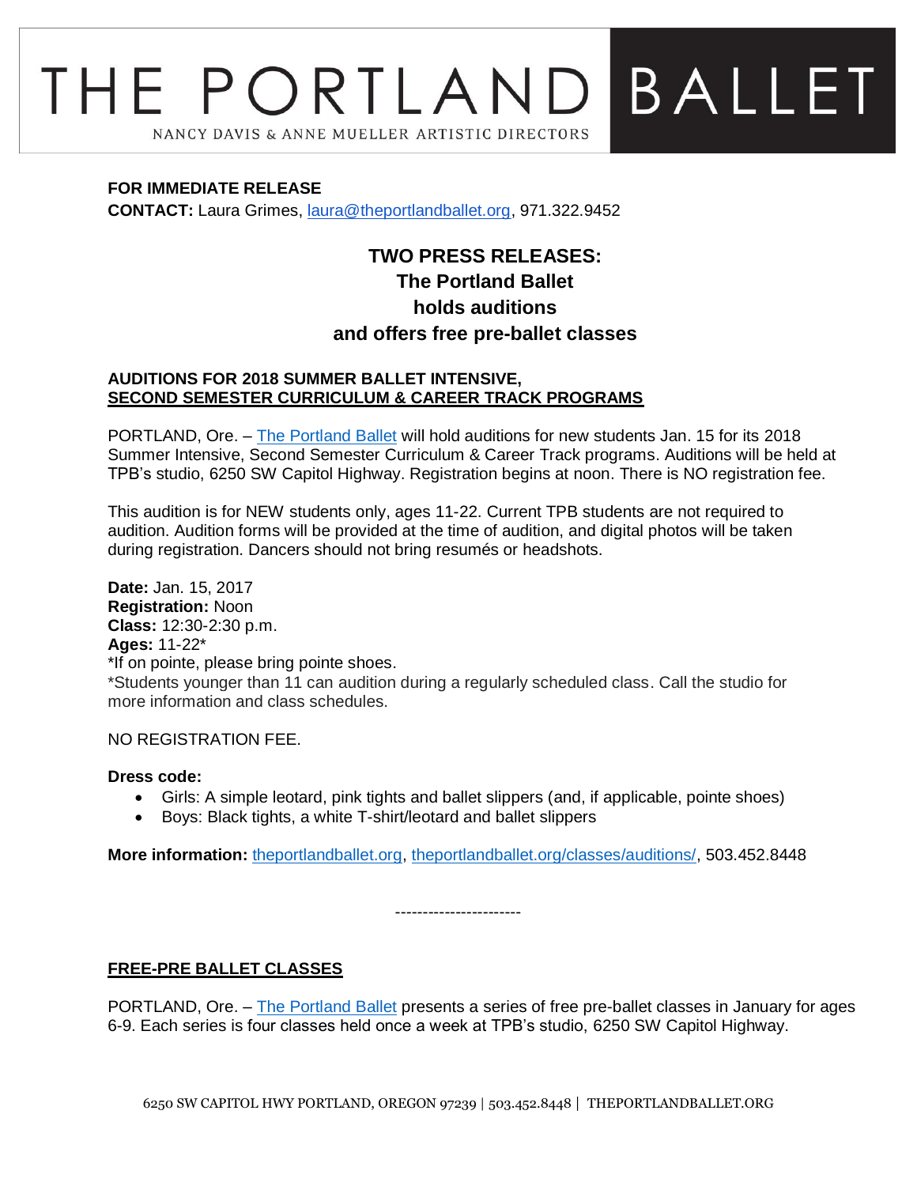# THE PORTLAND BALLET

NANCY DAVIS & ANNE MUELLER ARTISTIC DIRECTORS

**FOR IMMEDIATE RELEASE**
**CONTACT:** Laura Grimes, laura@theportlandballet.org, 971.322.9452

## TWO PRESS RELEASES:
## The Portland Ballet
## holds auditions
## and offers free pre-ballet classes

### AUDITIONS FOR 2018 SUMMER BALLET INTENSIVE, SECOND SEMESTER CURRICULUM & CAREER TRACK PROGRAMS

PORTLAND, Ore. – The Portland Ballet will hold auditions for new students Jan. 15 for its 2018 Summer Intensive, Second Semester Curriculum & Career Track programs. Auditions will be held at TPB's studio, 6250 SW Capitol Highway. Registration begins at noon. There is NO registration fee.

This audition is for NEW students only, ages 11-22. Current TPB students are not required to audition. Audition forms will be provided at the time of audition, and digital photos will be taken during registration. Dancers should not bring resumés or headshots.

**Date:** Jan. 15, 2017
**Registration:** Noon
**Class:** 12:30-2:30 p.m.
**Ages:** 11-22*
*If on pointe, please bring pointe shoes.
*Students younger than 11 can audition during a regularly scheduled class. Call the studio for more information and class schedules.

NO REGISTRATION FEE.

**Dress code:**

- Girls: A simple leotard, pink tights and ballet slippers (and, if applicable, pointe shoes)
- Boys: Black tights, a white T-shirt/leotard and ballet slippers

**More information:** theportlandballet.org, theportlandballet.org/classes/auditions/, 503.452.8448

----------------------

### FREE-PRE BALLET CLASSES

PORTLAND, Ore. – The Portland Ballet presents a series of free pre-ballet classes in January for ages 6-9. Each series is four classes held once a week at TPB's studio, 6250 SW Capitol Highway.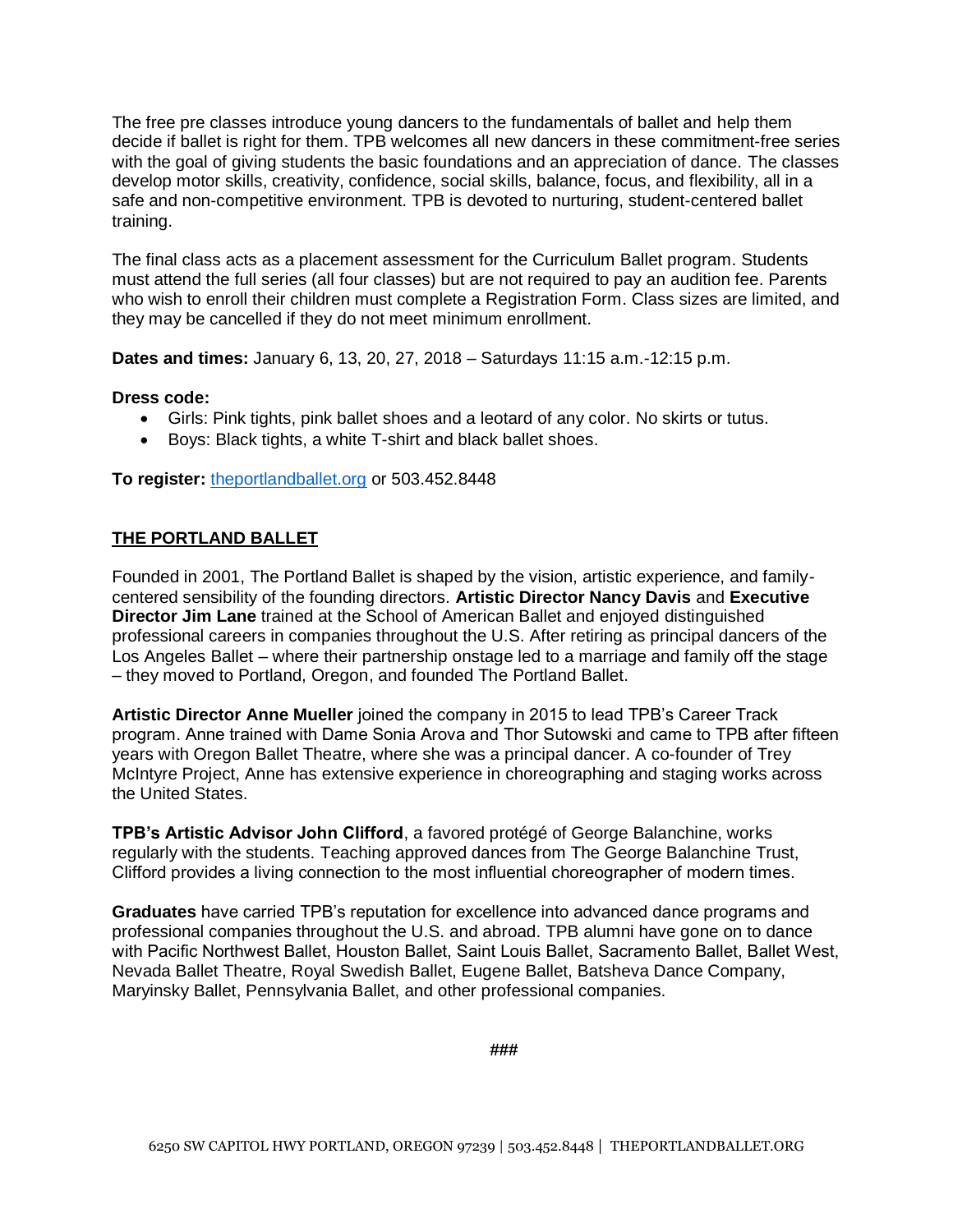The free pre classes introduce young dancers to the fundamentals of ballet and help them decide if ballet is right for them. TPB welcomes all new dancers in these commitment-free series with the goal of giving students the basic foundations and an appreciation of dance. The classes develop motor skills, creativity, confidence, social skills, balance, focus, and flexibility, all in a safe and non-competitive environment. TPB is devoted to nurturing, student-centered ballet training.

The final class acts as a placement assessment for the Curriculum Ballet program. Students must attend the full series (all four classes) but are not required to pay an audition fee. Parents who wish to enroll their children must complete a Registration Form. Class sizes are limited, and they may be cancelled if they do not meet minimum enrollment.

**Dates and times:** January 6, 13, 20, 27, 2018 – Saturdays 11:15 a.m.-12:15 p.m.

**Dress code:**

- Girls: Pink tights, pink ballet shoes and a leotard of any color. No skirts or tutus.
- Boys: Black tights, a white T-shirt and black ballet shoes.

**To register:** theportlandballet.org or 503.452.8448

## THE PORTLAND BALLET

Founded in 2001, The Portland Ballet is shaped by the vision, artistic experience, and family-centered sensibility of the founding directors. **Artistic Director Nancy Davis** and **Executive Director Jim Lane** trained at the School of American Ballet and enjoyed distinguished professional careers in companies throughout the U.S. After retiring as principal dancers of the Los Angeles Ballet – where their partnership onstage led to a marriage and family off the stage – they moved to Portland, Oregon, and founded The Portland Ballet.

**Artistic Director Anne Mueller** joined the company in 2015 to lead TPB's Career Track program. Anne trained with Dame Sonia Arova and Thor Sutowski and came to TPB after fifteen years with Oregon Ballet Theatre, where she was a principal dancer. A co-founder of Trey McIntyre Project, Anne has extensive experience in choreographing and staging works across the United States.

**TPB's Artistic Advisor John Clifford**, a favored protégé of George Balanchine, works regularly with the students. Teaching approved dances from The George Balanchine Trust, Clifford provides a living connection to the most influential choreographer of modern times.

**Graduates** have carried TPB's reputation for excellence into advanced dance programs and professional companies throughout the U.S. and abroad. TPB alumni have gone on to dance with Pacific Northwest Ballet, Houston Ballet, Saint Louis Ballet, Sacramento Ballet, Ballet West, Nevada Ballet Theatre, Royal Swedish Ballet, Eugene Ballet, Batsheva Dance Company, Maryinsky Ballet, Pennsylvania Ballet, and other professional companies.

###